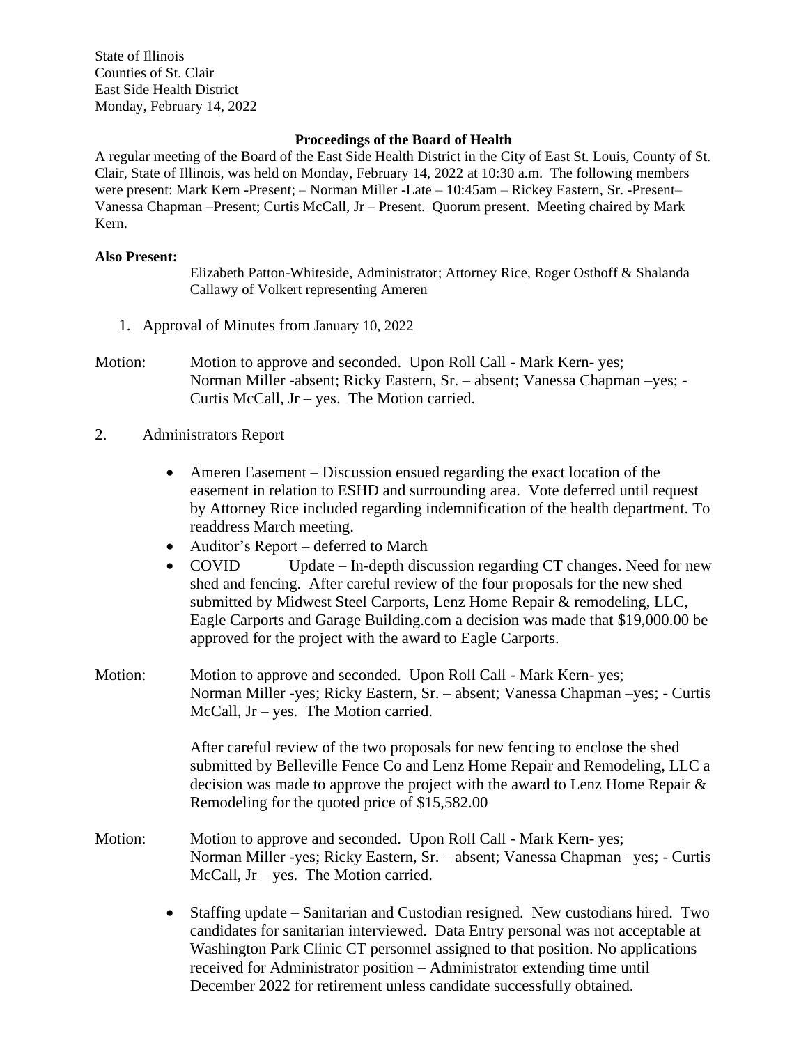State of Illinois
Counties of St. Clair
East Side Health District
Monday, February 14, 2022

**Proceedings of the Board of Health**

A regular meeting of the Board of the East Side Health District in the City of East St. Louis, County of St. Clair, State of Illinois, was held on Monday, February 14, 2022 at 10:30 a.m. The following members were present: Mark Kern -Present; – Norman Miller -Late – 10:45am – Rickey Eastern, Sr. -Present– Vanessa Chapman –Present; Curtis McCall, Jr – Present. Quorum present. Meeting chaired by Mark Kern.

**Also Present:**

Elizabeth Patton-Whiteside, Administrator; Attorney Rice, Roger Osthoff & Shalanda Callawy of Volkert representing Ameren

1. Approval of Minutes from January 10, 2022

Motion: Motion to approve and seconded. Upon Roll Call - Mark Kern- yes; Norman Miller -absent; Ricky Eastern, Sr. – absent; Vanessa Chapman –yes; - Curtis McCall, Jr – yes. The Motion carried.

2. Administrators Report

- Ameren Easement – Discussion ensued regarding the exact location of the easement in relation to ESHD and surrounding area. Vote deferred until request by Attorney Rice included regarding indemnification of the health department. To readdress March meeting.
- Auditor's Report – deferred to March
- COVID Update – In-depth discussion regarding CT changes. Need for new shed and fencing. After careful review of the four proposals for the new shed submitted by Midwest Steel Carports, Lenz Home Repair & remodeling, LLC, Eagle Carports and Garage Building.com a decision was made that $19,000.00 be approved for the project with the award to Eagle Carports.

Motion: Motion to approve and seconded. Upon Roll Call - Mark Kern- yes; Norman Miller -yes; Ricky Eastern, Sr. – absent; Vanessa Chapman –yes; - Curtis McCall, Jr – yes. The Motion carried.

After careful review of the two proposals for new fencing to enclose the shed submitted by Belleville Fence Co and Lenz Home Repair and Remodeling, LLC a decision was made to approve the project with the award to Lenz Home Repair & Remodeling for the quoted price of $15,582.00

Motion: Motion to approve and seconded. Upon Roll Call - Mark Kern- yes; Norman Miller -yes; Ricky Eastern, Sr. – absent; Vanessa Chapman –yes; - Curtis McCall, Jr – yes. The Motion carried.

- Staffing update – Sanitarian and Custodian resigned. New custodians hired. Two candidates for sanitarian interviewed. Data Entry personal was not acceptable at Washington Park Clinic CT personnel assigned to that position. No applications received for Administrator position – Administrator extending time until December 2022 for retirement unless candidate successfully obtained.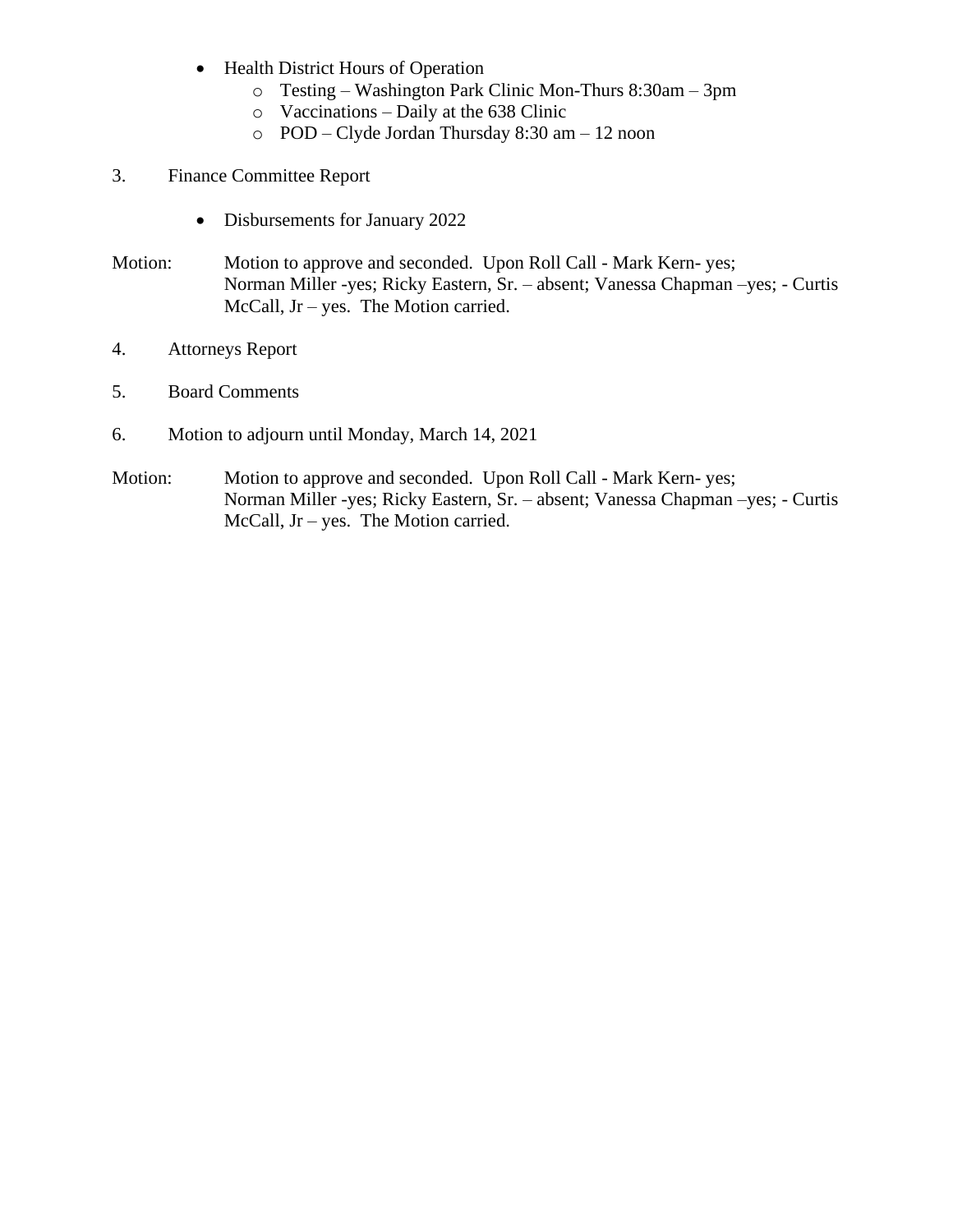- Health District Hours of Operation
  - Testing – Washington Park Clinic Mon-Thurs 8:30am – 3pm
  - Vaccinations – Daily at the 638 Clinic
  - POD – Clyde Jordan Thursday 8:30 am – 12 noon

3. Finance Committee Report

   - Disbursements for January 2022

Motion: Motion to approve and seconded. Upon Roll Call - Mark Kern- yes; Norman Miller -yes; Ricky Eastern, Sr. – absent; Vanessa Chapman –yes; - Curtis McCall, Jr – yes. The Motion carried.

4. Attorneys Report

5. Board Comments

6. Motion to adjourn until Monday, March 14, 2021

Motion: Motion to approve and seconded. Upon Roll Call - Mark Kern- yes; Norman Miller -yes; Ricky Eastern, Sr. – absent; Vanessa Chapman –yes; - Curtis McCall, Jr – yes. The Motion carried.